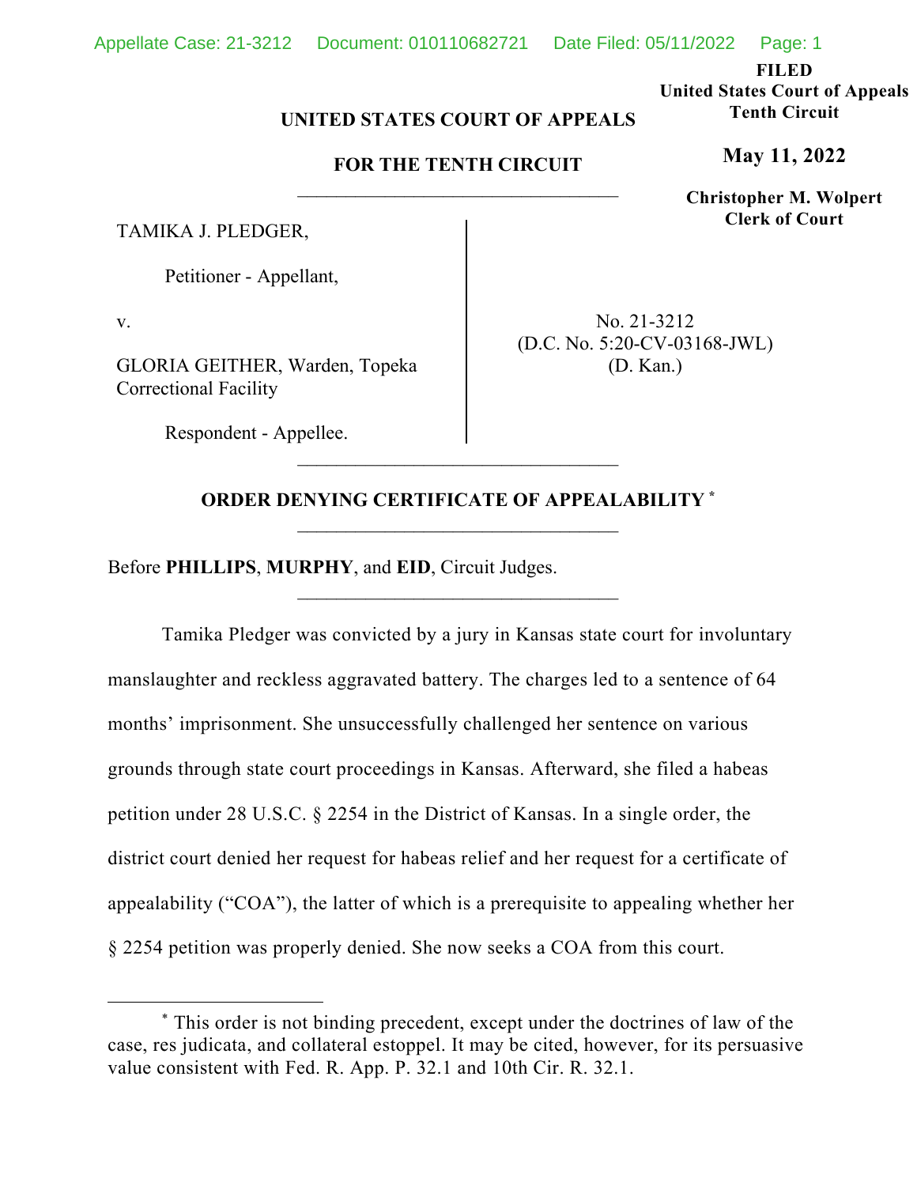**FILED**
**United States Court of Appeals**
**Tenth Circuit**

**May 11, 2022**

**Christopher M. Wolpert**
**Clerk of Court**

**UNITED STATES COURT OF APPEALS**

**FOR THE TENTH CIRCUIT**

---

TAMIKA J. PLEDGER,

Petitioner - Appellant,

v.

GLORIA GEITHER, Warden, Topeka Correctional Facility

Respondent - Appellee.

No. 21-3212
(D.C. No. 5:20-CV-03168-JWL)
(D. Kan.)

---

**ORDER DENYING CERTIFICATE OF APPEALABILITY** *

---

Before **PHILLIPS**, **MURPHY**, and **EID**, Circuit Judges.

---

Tamika Pledger was convicted by a jury in Kansas state court for involuntary manslaughter and reckless aggravated battery. The charges led to a sentence of 64 months' imprisonment. She unsuccessfully challenged her sentence on various grounds through state court proceedings in Kansas. Afterward, she filed a habeas petition under 28 U.S.C. § 2254 in the District of Kansas. In a single order, the district court denied her request for habeas relief and her request for a certificate of appealability ("COA"), the latter of which is a prerequisite to appealing whether her § 2254 petition was properly denied. She now seeks a COA from this court.

---

\* This order is not binding precedent, except under the doctrines of law of the case, res judicata, and collateral estoppel. It may be cited, however, for its persuasive value consistent with Fed. R. App. P. 32.1 and 10th Cir. R. 32.1.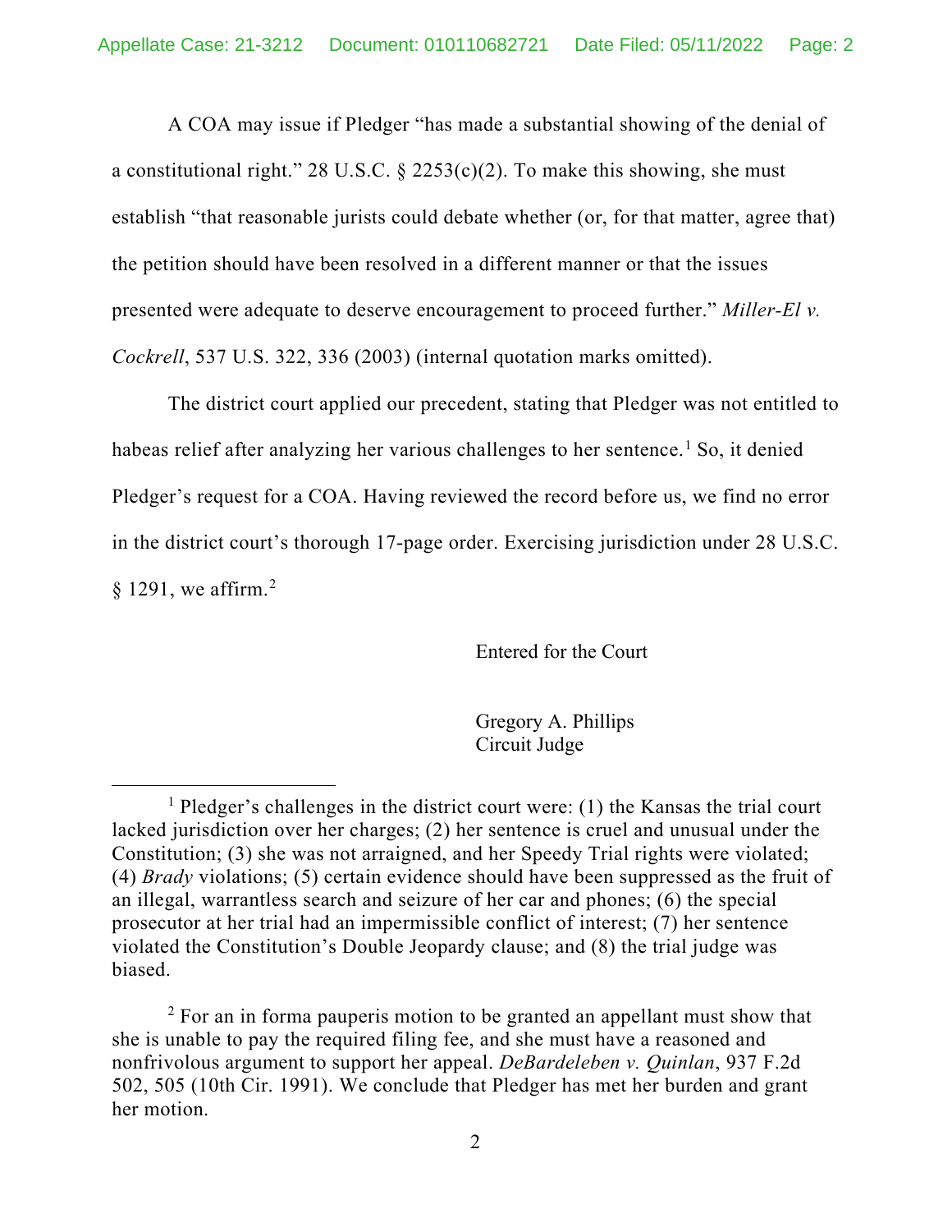A COA may issue if Pledger "has made a substantial showing of the denial of a constitutional right." 28 U.S.C. § 2253(c)(2). To make this showing, she must establish "that reasonable jurists could debate whether (or, for that matter, agree that) the petition should have been resolved in a different manner or that the issues presented were adequate to deserve encouragement to proceed further." *Miller-El v. Cockrell*, 537 U.S. 322, 336 (2003) (internal quotation marks omitted).

The district court applied our precedent, stating that Pledger was not entitled to habeas relief after analyzing her various challenges to her sentence.[1] So, it denied Pledger's request for a COA. Having reviewed the record before us, we find no error in the district court's thorough 17-page order. Exercising jurisdiction under 28 U.S.C. § 1291, we affirm.[2]

Entered for the Court

Gregory A. Phillips
Circuit Judge

---

[1] Pledger's challenges in the district court were: (1) the Kansas the trial court lacked jurisdiction over her charges; (2) her sentence is cruel and unusual under the Constitution; (3) she was not arraigned, and her Speedy Trial rights were violated; (4) *Brady* violations; (5) certain evidence should have been suppressed as the fruit of an illegal, warrantless search and seizure of her car and phones; (6) the special prosecutor at her trial had an impermissible conflict of interest; (7) her sentence violated the Constitution's Double Jeopardy clause; and (8) the trial judge was biased.

[2] For an in forma pauperis motion to be granted an appellant must show that she is unable to pay the required filing fee, and she must have a reasoned and nonfrivolous argument to support her appeal. *DeBardeleben v. Quinlan*, 937 F.2d 502, 505 (10th Cir. 1991). We conclude that Pledger has met her burden and grant her motion.